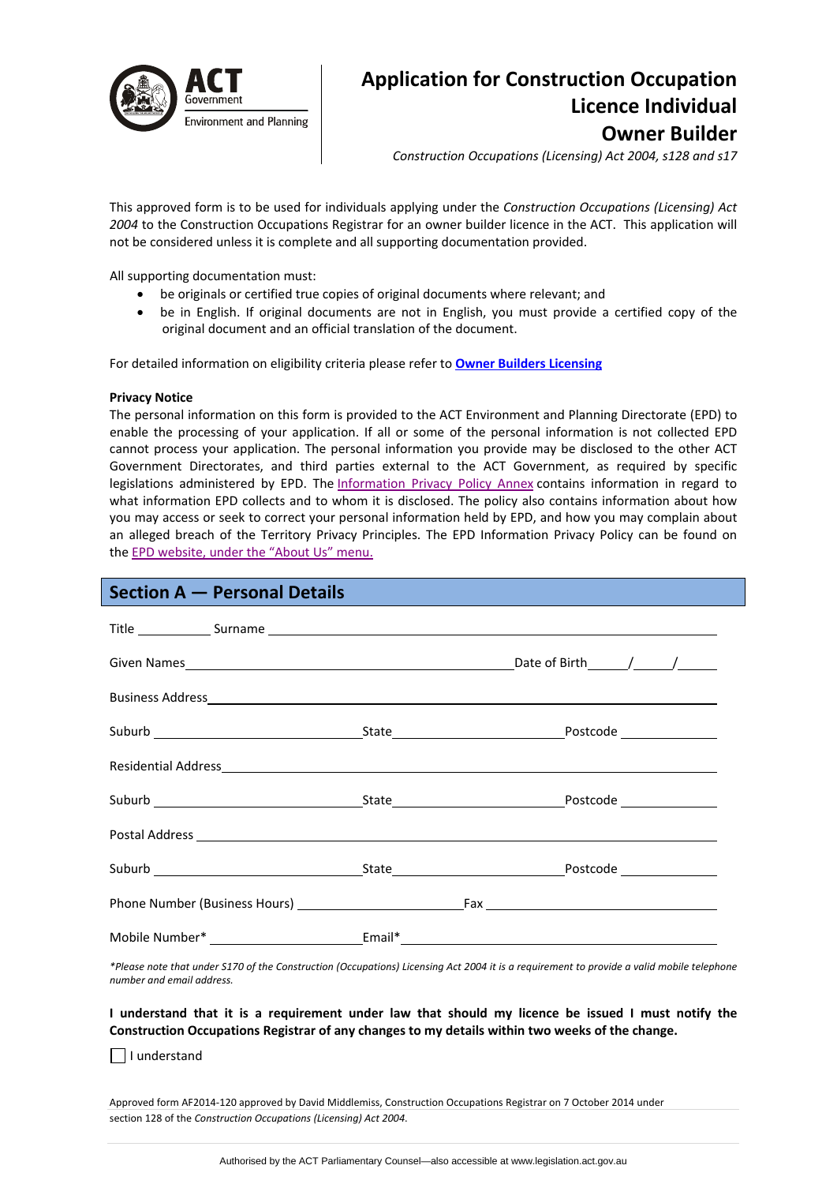ACT Government
Environment and Planning

# Application for Construction Occupation Licence Individual Owner Builder

*Construction Occupations (Licensing) Act 2004, s128 and s17*

This approved form is to be used for individuals applying under the *Construction Occupations (Licensing) Act 2004* to the Construction Occupations Registrar for an owner builder licence in the ACT. This application will not be considered unless it is complete and all supporting documentation provided.

All supporting documentation must:

- be originals or certified true copies of original documents where relevant; and
- be in English. If original documents are not in English, you must provide a certified copy of the original document and an official translation of the document.

For detailed information on eligibility criteria please refer to **Owner Builders Licensing**

**Privacy Notice**

The personal information on this form is provided to the ACT Environment and Planning Directorate (EPD) to enable the processing of your application. If all or some of the personal information is not collected EPD cannot process your application. The personal information you provide may be disclosed to the other ACT Government Directorates, and third parties external to the ACT Government, as required by specific legislations administered by EPD. The Information Privacy Policy Annex contains information in regard to what information EPD collects and to whom it is disclosed. The policy also contains information about how you may access or seek to correct your personal information held by EPD, and how you may complain about an alleged breach of the Territory Privacy Principles. The EPD Information Privacy Policy can be found on the EPD website, under the "About Us" menu.

## Section A — Personal Details

Title __________ Surname ______________________________________________

Given Names ______________________________________ Date of Birth _____/_____/_____

Business Address ______________________________________________________

Suburb ____________________ State ____________________ Postcode __________

Residential Address ____________________________________________________

Suburb ____________________ State ____________________ Postcode __________

Postal Address ________________________________________________________

Suburb ____________________ State ____________________ Postcode __________

Phone Number (Business Hours) ____________________ Fax ____________________

Mobile Number* ____________________ Email* ______________________________

*\*Please note that under S170 of the Construction (Occupations) Licensing Act 2004 it is a requirement to provide a valid mobile telephone number and email address.*

**I understand that it is a requirement under law that should my licence be issued I must notify the Construction Occupations Registrar of any changes to my details within two weeks of the change.**

☐ I understand

Approved form AF2014-120 approved by David Middlemiss, Construction Occupations Registrar on 7 October 2014 under section 128 of the *Construction Occupations (Licensing) Act 2004*.

Authorised by the ACT Parliamentary Counsel—also accessible at www.legislation.act.gov.au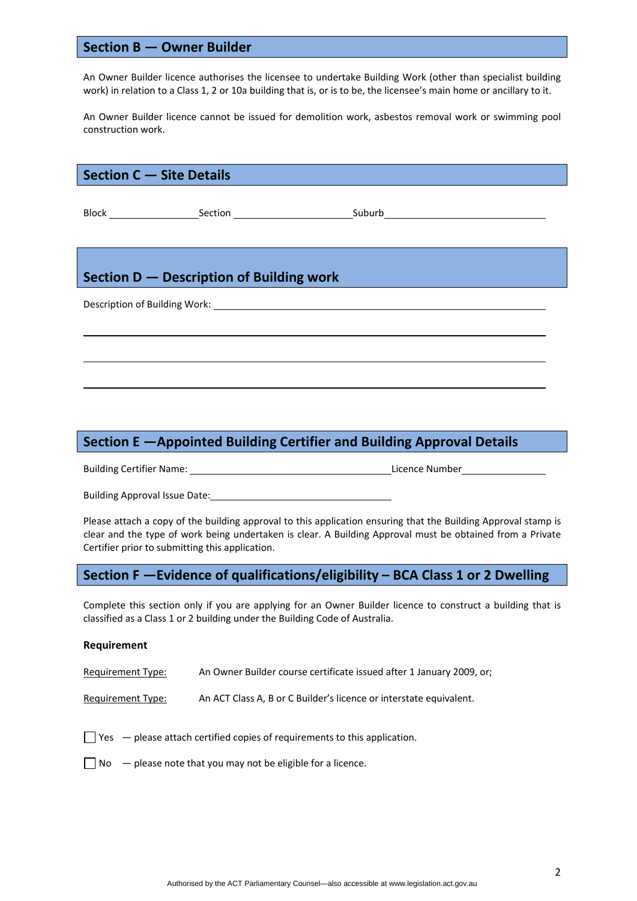## Section B — Owner Builder

An Owner Builder licence authorises the licensee to undertake Building Work (other than specialist building work) in relation to a Class 1, 2 or 10a building that is, or is to be, the licensee's main home or ancillary to it.

An Owner Builder licence cannot be issued for demolition work, asbestos removal work or swimming pool construction work.

## Section C — Site Details

Block ________________ Section ______________________ Suburb ______________________________

## Section D — Description of Building work

Description of Building Work: ______________________________________________________________

_____________________________________________________________________________________

_____________________________________________________________________________________

_____________________________________________________________________________________

## Section E —Appointed Building Certifier and Building Approval Details

Building Certifier Name: ______________________________________ Licence Number ________________

Building Approval Issue Date: __________________________________

Please attach a copy of the building approval to this application ensuring that the Building Approval stamp is clear and the type of work being undertaken is clear. A Building Approval must be obtained from a Private Certifier prior to submitting this application.

## Section F —Evidence of qualifications/eligibility – BCA Class 1 or 2 Dwelling

Complete this section only if you are applying for an Owner Builder licence to construct a building that is classified as a Class 1 or 2 building under the Building Code of Australia.

**Requirement**

Requirement Type: An Owner Builder course certificate issued after 1 January 2009, or;

Requirement Type: An ACT Class A, B or C Builder's licence or interstate equivalent.

☐ Yes — please attach certified copies of requirements to this application.

☐ No — please note that you may not be eligible for a licence.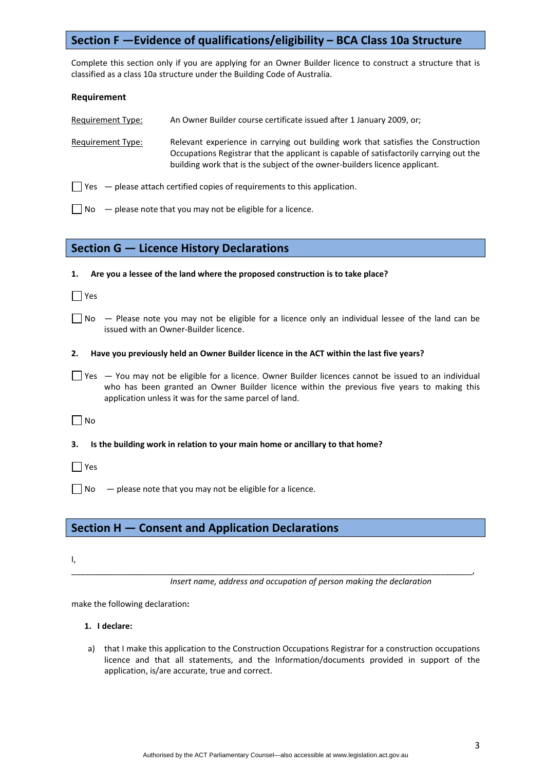## Section F —Evidence of qualifications/eligibility – BCA Class 10a Structure

Complete this section only if you are applying for an Owner Builder licence to construct a structure that is classified as a class 10a structure under the Building Code of Australia.

**Requirement**

Requirement Type: An Owner Builder course certificate issued after 1 January 2009, or;

Requirement Type: Relevant experience in carrying out building work that satisfies the Construction Occupations Registrar that the applicant is capable of satisfactorily carrying out the building work that is the subject of the owner-builders licence applicant.

☐ Yes — please attach certified copies of requirements to this application.

☐ No — please note that you may not be eligible for a licence.

## Section G — Licence History Declarations

**1. Are you a lessee of the land where the proposed construction is to take place?**

☐ Yes

☐ No — Please note you may not be eligible for a licence only an individual lessee of the land can be issued with an Owner-Builder licence.

**2. Have you previously held an Owner Builder licence in the ACT within the last five years?**

☐ Yes — You may not be eligible for a licence. Owner Builder licences cannot be issued to an individual who has been granted an Owner Builder licence within the previous five years to making this application unless it was for the same parcel of land.

☐ No

**3. Is the building work in relation to your main home or ancillary to that home?**

☐ Yes

☐ No — please note that you may not be eligible for a licence.

## Section H — Consent and Application Declarations

I,

\_\_\_\_\_\_\_\_\_\_\_\_\_\_\_\_\_\_\_\_\_\_\_\_\_\_\_\_\_\_\_\_\_\_\_\_\_\_\_\_\_\_\_\_\_\_\_\_\_\_\_\_\_\_\_\_\_\_\_\_\_\_\_\_\_\_\_\_\_\_\_\_,

*Insert name, address and occupation of person making the declaration*

make the following declaration**:**

**1. I declare:**

a) that I make this application to the Construction Occupations Registrar for a construction occupations licence and that all statements, and the Information/documents provided in support of the application, is/are accurate, true and correct.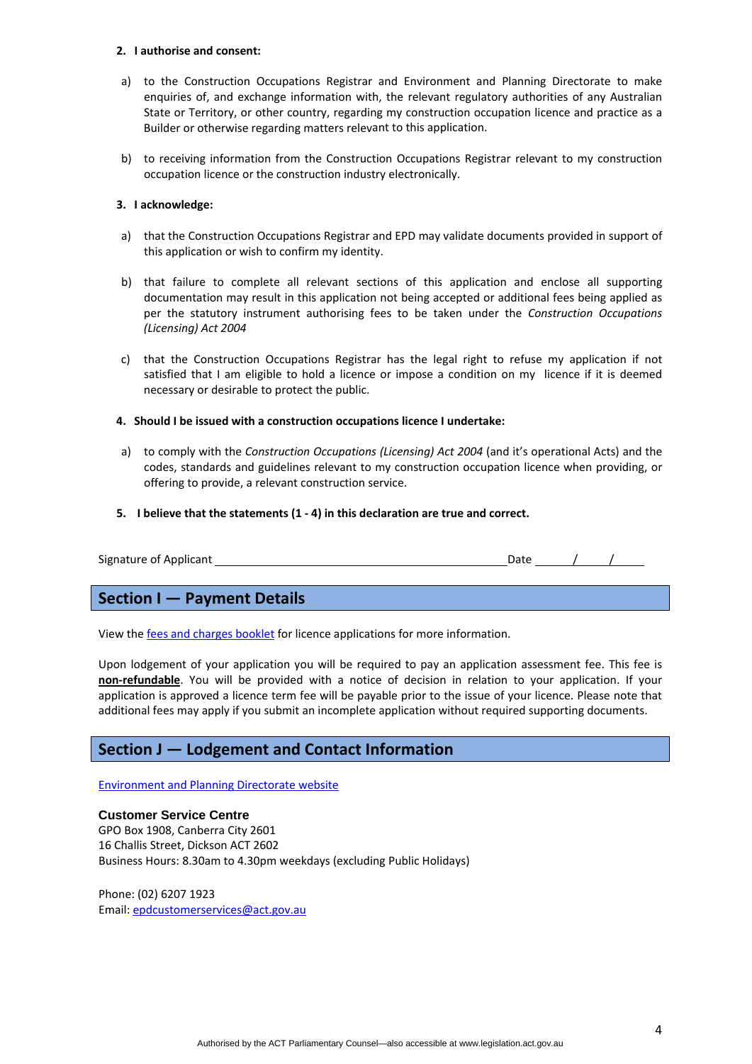**2. I authorise and consent:**

a) to the Construction Occupations Registrar and Environment and Planning Directorate to make enquiries of, and exchange information with, the relevant regulatory authorities of any Australian State or Territory, or other country, regarding my construction occupation licence and practice as a Builder or otherwise regarding matters relevant to this application.

b) to receiving information from the Construction Occupations Registrar relevant to my construction occupation licence or the construction industry electronically.

**3. I acknowledge:**

a) that the Construction Occupations Registrar and EPD may validate documents provided in support of this application or wish to confirm my identity.

b) that failure to complete all relevant sections of this application and enclose all supporting documentation may result in this application not being accepted or additional fees being applied as per the statutory instrument authorising fees to be taken under the *Construction Occupations (Licensing) Act 2004*

c) that the Construction Occupations Registrar has the legal right to refuse my application if not satisfied that I am eligible to hold a licence or impose a condition on my licence if it is deemed necessary or desirable to protect the public.

**4. Should I be issued with a construction occupations licence I undertake:**

a) to comply with the *Construction Occupations (Licensing) Act 2004* (and it's operational Acts) and the codes, standards and guidelines relevant to my construction occupation licence when providing, or offering to provide, a relevant construction service.

**5. I believe that the statements (1 - 4) in this declaration are true and correct.**

Signature of Applicant ______________________________ Date ____/____/____

## Section I — Payment Details

View the fees and charges booklet for licence applications for more information.

Upon lodgement of your application you will be required to pay an application assessment fee. This fee is **non-refundable**. You will be provided with a notice of decision in relation to your application. If your application is approved a licence term fee will be payable prior to the issue of your licence. Please note that additional fees may apply if you submit an incomplete application without required supporting documents.

## Section J — Lodgement and Contact Information

Environment and Planning Directorate website

**Customer Service Centre**
GPO Box 1908, Canberra City 2601
16 Challis Street, Dickson ACT 2602
Business Hours: 8.30am to 4.30pm weekdays (excluding Public Holidays)

Phone: (02) 6207 1923
Email: epdcustomerservices@act.gov.au